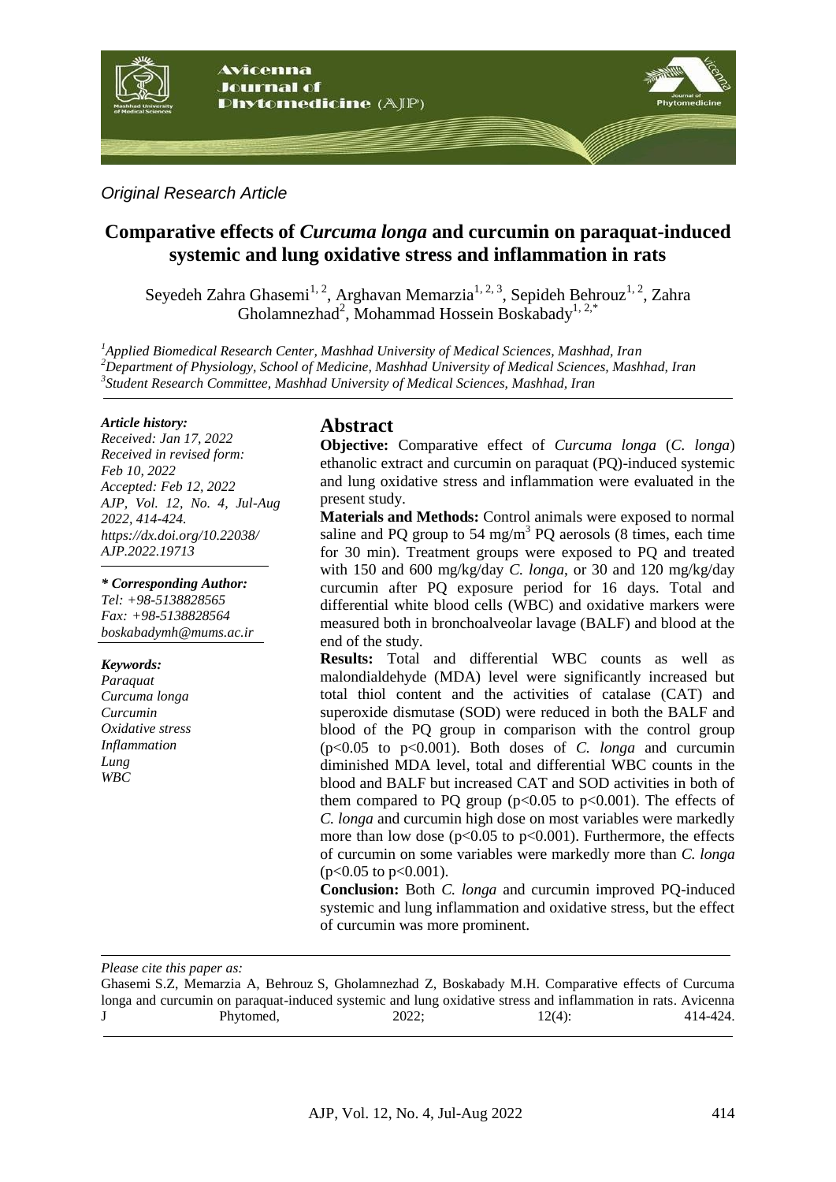*Original Research Article*

# Comparative effects of *Curcuma longa* and curcumin on paraquat-induced systemic and lung oxidative stress and inflammation in rats

Seyedeh Zahra Ghasemi[1, 2], Arghavan Memarzia[1, 2, 3], Sepideh Behrouz[1, 2], Zahra Gholamnezhad[2], Mohammad Hossein Boskabady[1, 2,*]

[1]*Applied Biomedical Research Center, Mashhad University of Medical Sciences, Mashhad, Iran*
[2]*Department of Physiology, School of Medicine, Mashhad University of Medical Sciences, Mashhad, Iran*
[3]*Student Research Committee, Mashhad University of Medical Sciences, Mashhad, Iran*

*Article history:*
*Received: Jan 17, 2022*
*Received in revised form: Feb 10, 2022*
*Accepted: Feb 12, 2022*
*AJP, Vol. 12, No. 4, Jul-Aug 2022, 414-424.*
*https://dx.doi.org/10.22038/AJP.2022.19713*

***\* Corresponding Author:***
*Tel: +98-5138828565*
*Fax: +98-5138828564*
*boskabadymh@mums.ac.ir*

*Keywords:*
*Paraquat*
*Curcuma longa*
*Curcumin*
*Oxidative stress*
*Inflammation*
*Lung*
*WBC*

## Abstract

**Objective:** Comparative effect of *Curcuma longa* (*C. longa*) ethanolic extract and curcumin on paraquat (PQ)-induced systemic and lung oxidative stress and inflammation were evaluated in the present study.

**Materials and Methods:** Control animals were exposed to normal saline and PQ group to 54 mg/m$^3$ PQ aerosols (8 times, each time for 30 min). Treatment groups were exposed to PQ and treated with 150 and 600 mg/kg/day *C. longa*, or 30 and 120 mg/kg/day curcumin after PQ exposure period for 16 days. Total and differential white blood cells (WBC) and oxidative markers were measured both in bronchoalveolar lavage (BALF) and blood at the end of the study.

**Results:** Total and differential WBC counts as well as malondialdehyde (MDA) level were significantly increased but total thiol content and the activities of catalase (CAT) and superoxide dismutase (SOD) were reduced in both the BALF and blood of the PQ group in comparison with the control group ($p<0.05$ to $p<0.001$). Both doses of *C. longa* and curcumin diminished MDA level, total and differential WBC counts in the blood and BALF but increased CAT and SOD activities in both of them compared to PQ group ($p<0.05$ to $p<0.001$). The effects of *C. longa* and curcumin high dose on most variables were markedly more than low dose ($p<0.05$ to $p<0.001$). Furthermore, the effects of curcumin on some variables were markedly more than *C. longa* ($p<0.05$ to $p<0.001$).

**Conclusion:** Both *C. longa* and curcumin improved PQ-induced systemic and lung inflammation and oxidative stress, but the effect of curcumin was more prominent.

*Please cite this paper as:*
Ghasemi S.Z, Memarzia A, Behrouz S, Gholamnezhad Z, Boskabady M.H. Comparative effects of Curcuma longa and curcumin on paraquat-induced systemic and lung oxidative stress and inflammation in rats. Avicenna J Phytomed, 2022; 12(4): 414-424.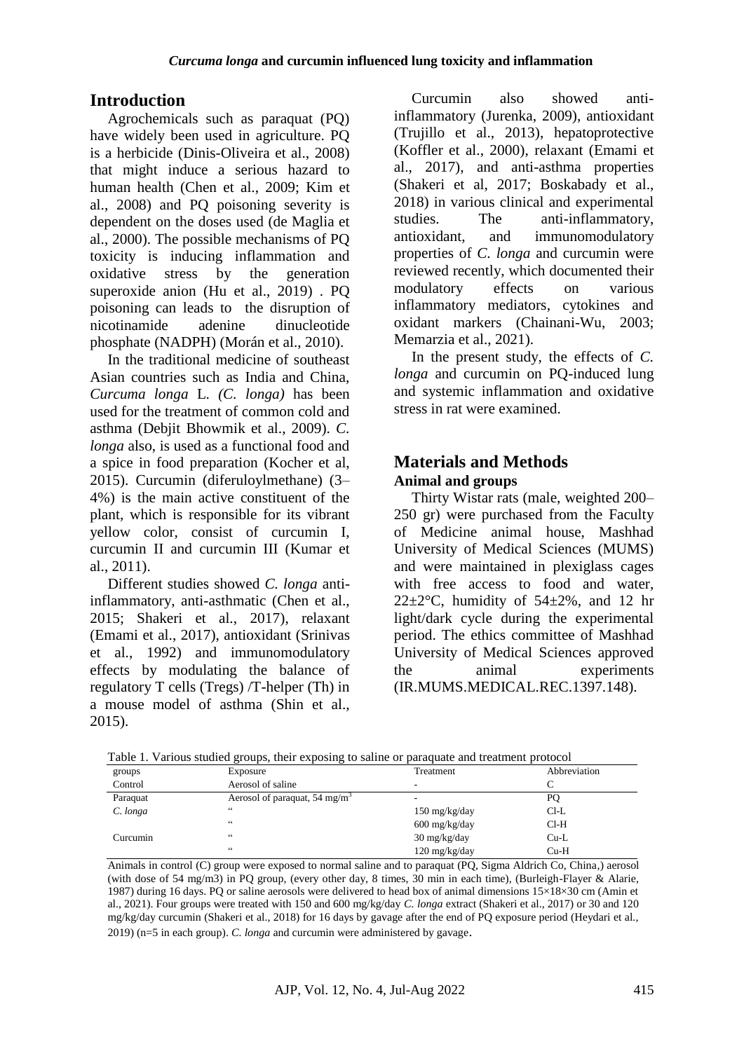## Introduction

Agrochemicals such as paraquat (PQ) have widely been used in agriculture. PQ is a herbicide (Dinis-Oliveira et al., 2008) that might induce a serious hazard to human health (Chen et al., 2009; Kim et al., 2008) and PQ poisoning severity is dependent on the doses used (de Maglia et al., 2000). The possible mechanisms of PQ toxicity is inducing inflammation and oxidative stress by the generation superoxide anion (Hu et al., 2019) . PQ poisoning can leads to the disruption of nicotinamide adenine dinucleotide phosphate (NADPH) (Morán et al., 2010).

In the traditional medicine of southeast Asian countries such as India and China, *Curcuma longa* L. *(C. longa)* has been used for the treatment of common cold and asthma (Debjit Bhowmik et al., 2009). *C. longa* also, is used as a functional food and a spice in food preparation (Kocher et al, 2015). Curcumin (diferuloylmethane) (3–4%) is the main active constituent of the plant, which is responsible for its vibrant yellow color, consist of curcumin I, curcumin II and curcumin III (Kumar et al., 2011).

Different studies showed *C. longa* anti-inflammatory, anti-asthmatic (Chen et al., 2015; Shakeri et al., 2017), relaxant (Emami et al., 2017), antioxidant (Srinivas et al., 1992) and immunomodulatory effects by modulating the balance of regulatory T cells (Tregs) /T-helper (Th) in a mouse model of asthma (Shin et al., 2015).

Curcumin also showed anti-inflammatory (Jurenka, 2009), antioxidant (Trujillo et al., 2013), hepatoprotective (Koffler et al., 2000), relaxant (Emami et al., 2017), and anti-asthma properties (Shakeri et al, 2017; Boskabady et al., 2018) in various clinical and experimental studies. The anti-inflammatory, antioxidant, and immunomodulatory properties of *C. longa* and curcumin were reviewed recently, which documented their modulatory effects on various inflammatory mediators, cytokines and oxidant markers (Chainani-Wu, 2003; Memarzia et al., 2021).

In the present study, the effects of *C. longa* and curcumin on PQ-induced lung and systemic inflammation and oxidative stress in rat were examined.

## Materials and Methods

### Animal and groups

Thirty Wistar rats (male, weighted 200–250 gr) were purchased from the Faculty of Medicine animal house, Mashhad University of Medical Sciences (MUMS) and were maintained in plexiglass cages with free access to food and water, 22±2°C, humidity of 54±2%, and 12 hr light/dark cycle during the experimental period. The ethics committee of Mashhad University of Medical Sciences approved the animal experiments (IR.MUMS.MEDICAL.REC.1397.148).

Table 1. Various studied groups, their exposing to saline or paraquate and treatment protocol

| groups | Exposure | Treatment | Abbreviation |
|---|---|---|---|
| Control | Aerosol of saline | - | C |
| Paraquat | Aerosol of paraquat, 54 mg/m$^3$ | - | PQ |
| *C. longa* | " | 150 mg/kg/day | Cl-L |
| | " | 600 mg/kg/day | Cl-H |
| Curcumin | " | 30 mg/kg/day | Cu-L |
| | " | 120 mg/kg/day | Cu-H |

Animals in control (C) group were exposed to normal saline and to paraquat (PQ, Sigma Aldrich Co, China,) aerosol (with dose of 54 mg/m3) in PQ group, (every other day, 8 times, 30 min in each time), (Burleigh-Flayer & Alarie, 1987) during 16 days. PQ or saline aerosols were delivered to head box of animal dimensions 15×18×30 cm (Amin et al., 2021). Four groups were treated with 150 and 600 mg/kg/day *C. longa* extract (Shakeri et al., 2017) or 30 and 120 mg/kg/day curcumin (Shakeri et al., 2018) for 16 days by gavage after the end of PQ exposure period (Heydari et al., 2019) (n=5 in each group). *C. longa* and curcumin were administered by gavage.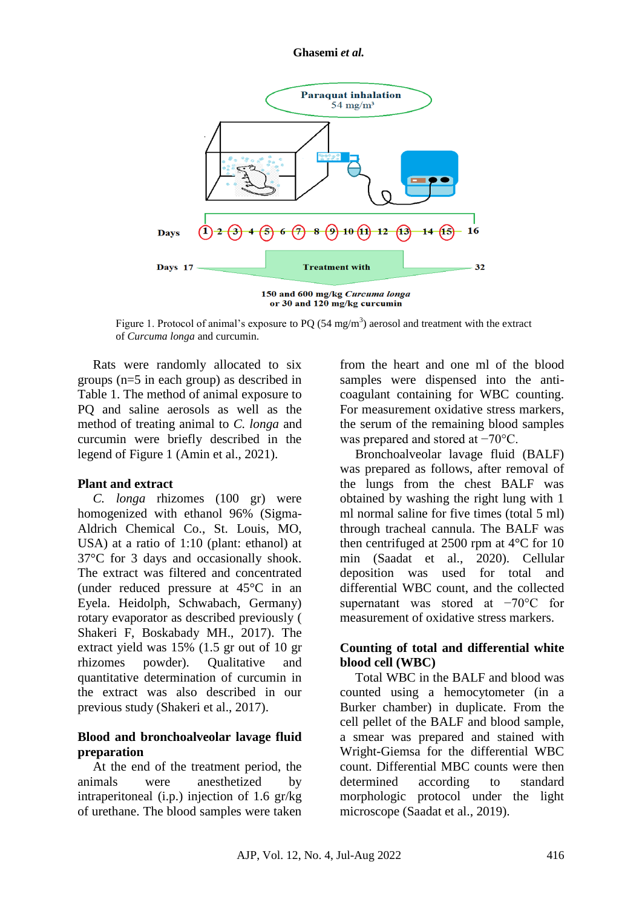Figure 1. Protocol of animal's exposure to PQ (54 mg/m$^3$) aerosol and treatment with the extract of *Curcuma longa* and curcumin.

Rats were randomly allocated to six groups (n=5 in each group) as described in Table 1. The method of animal exposure to PQ and saline aerosols as well as the method of treating animal to *C. longa* and curcumin were briefly described in the legend of Figure 1 (Amin et al., 2021).

### Plant and extract

*C. longa* rhizomes (100 gr) were homogenized with ethanol 96% (Sigma-Aldrich Chemical Co., St. Louis, MO, USA) at a ratio of 1:10 (plant: ethanol) at 37°C for 3 days and occasionally shook. The extract was filtered and concentrated (under reduced pressure at 45°C in an Eyela. Heidolph, Schwabach, Germany) rotary evaporator as described previously ( Shakeri F, Boskabady MH., 2017). The extract yield was 15% (1.5 gr out of 10 gr rhizomes powder). Qualitative and quantitative determination of curcumin in the extract was also described in our previous study (Shakeri et al., 2017).

### Blood and bronchoalveolar lavage fluid preparation

At the end of the treatment period, the animals were anesthetized by intraperitoneal (i.p.) injection of 1.6 gr/kg of urethane. The blood samples were taken from the heart and one ml of the blood samples were dispensed into the anti-coagulant containing for WBC counting. For measurement oxidative stress markers, the serum of the remaining blood samples was prepared and stored at −70°C.

Bronchoalveolar lavage fluid (BALF) was prepared as follows, after removal of the lungs from the chest BALF was obtained by washing the right lung with 1 ml normal saline for five times (total 5 ml) through tracheal cannula. The BALF was then centrifuged at 2500 rpm at 4°C for 10 min (Saadat et al., 2020). Cellular deposition was used for total and differential WBC count, and the collected supernatant was stored at −70°C for measurement of oxidative stress markers.

### Counting of total and differential white blood cell (WBC)

Total WBC in the BALF and blood was counted using a hemocytometer (in a Burker chamber) in duplicate. From the cell pellet of the BALF and blood sample, a smear was prepared and stained with Wright-Giemsa for the differential WBC count. Differential MBC counts were then determined according to standard morphologic protocol under the light microscope (Saadat et al., 2019).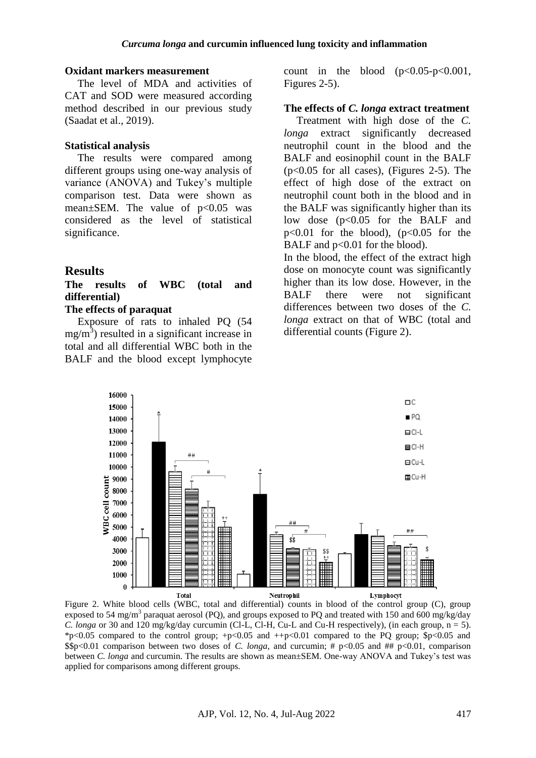### Oxidant markers measurement

The level of MDA and activities of CAT and SOD were measured according method described in our previous study (Saadat et al., 2019).

### Statistical analysis

The results were compared among different groups using one-way analysis of variance (ANOVA) and Tukey's multiple comparison test. Data were shown as mean±SEM. The value of $p<0.05$ was considered as the level of statistical significance.

## Results

### The results of WBC (total and differential)

#### The effects of paraquat

Exposure of rats to inhaled PQ (54 $mg/m^3$) resulted in a significant increase in total and all differential WBC both in the BALF and the blood except lymphocyte count in the blood ($p<0.05$-$p<0.001$, Figures 2-5).

#### The effects of *C. longa* extract treatment

Treatment with high dose of the *C. longa* extract significantly decreased neutrophil count in the blood and the BALF and eosinophil count in the BALF ($p<0.05$ for all cases), (Figures 2-5). The effect of high dose of the extract on neutrophil count both in the blood and in the BALF was significantly higher than its low dose ($p<0.05$ for the BALF and $p<0.01$ for the blood), ($p<0.05$ for the BALF and $p<0.01$ for the blood).

In the blood, the effect of the extract high dose on monocyte count was significantly higher than its low dose. However, in the BALF there were not significant differences between two doses of the *C. longa* extract on that of WBC (total and differential counts (Figure 2).

Figure 2. White blood cells (WBC, total and differential) counts in blood of the control group (C), group exposed to 54 $mg/m^3$ paraquat aerosol (PQ), and groups exposed to PQ and treated with 150 and 600 mg/kg/day *C. longa* or 30 and 120 mg/kg/day curcumin (Cl-L, Cl-H, Cu-L and Cu-H respectively), (in each group, n = 5). *p<0.05 compared to the control group; +p<0.05 and ++p<0.01 compared to the PQ group; $p<0.05 and $$p<0.01 comparison between two doses of *C. longa*, and curcumin; # p<0.05 and ## p<0.01, comparison between *C. longa* and curcumin. The results are shown as mean±SEM. One-way ANOVA and Tukey's test was applied for comparisons among different groups.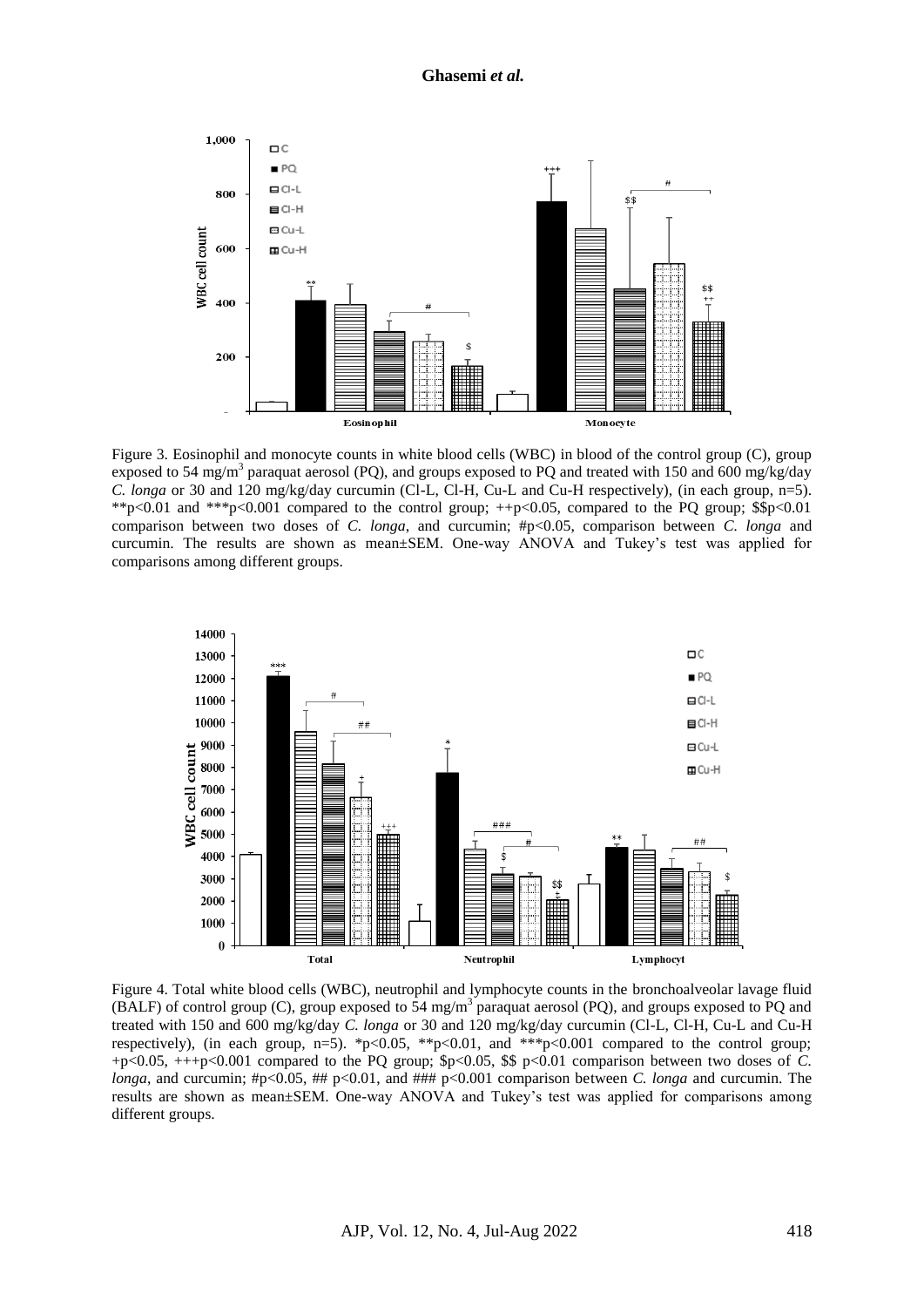Figure 3. Eosinophil and monocyte counts in white blood cells (WBC) in blood of the control group (C), group exposed to 54 mg/m$^3$ paraquat aerosol (PQ), and groups exposed to PQ and treated with 150 and 600 mg/kg/day *C. longa* or 30 and 120 mg/kg/day curcumin (Cl-L, Cl-H, Cu-L and Cu-H respectively), (in each group, n=5). **p<0.01 and ***p<0.001 compared to the control group; ++p<0.05, compared to the PQ group; $$p<0.01 comparison between two doses of *C. longa*, and curcumin; #p<0.05, comparison between *C. longa* and curcumin. The results are shown as mean±SEM. One-way ANOVA and Tukey's test was applied for comparisons among different groups.

Figure 4. Total white blood cells (WBC), neutrophil and lymphocyte counts in the bronchoalveolar lavage fluid (BALF) of control group (C), group exposed to 54 mg/m$^3$ paraquat aerosol (PQ), and groups exposed to PQ and treated with 150 and 600 mg/kg/day *C. longa* or 30 and 120 mg/kg/day curcumin (Cl-L, Cl-H, Cu-L and Cu-H respectively), (in each group, n=5). *p<0.05, **p<0.01, and ***p<0.001 compared to the control group; +p<0.05, +++p<0.001 compared to the PQ group; $p<0.05, $$ p<0.01 comparison between two doses of *C. longa*, and curcumin; #p<0.05, ## p<0.01, and ### p<0.001 comparison between *C. longa* and curcumin. The results are shown as mean±SEM. One-way ANOVA and Tukey's test was applied for comparisons among different groups.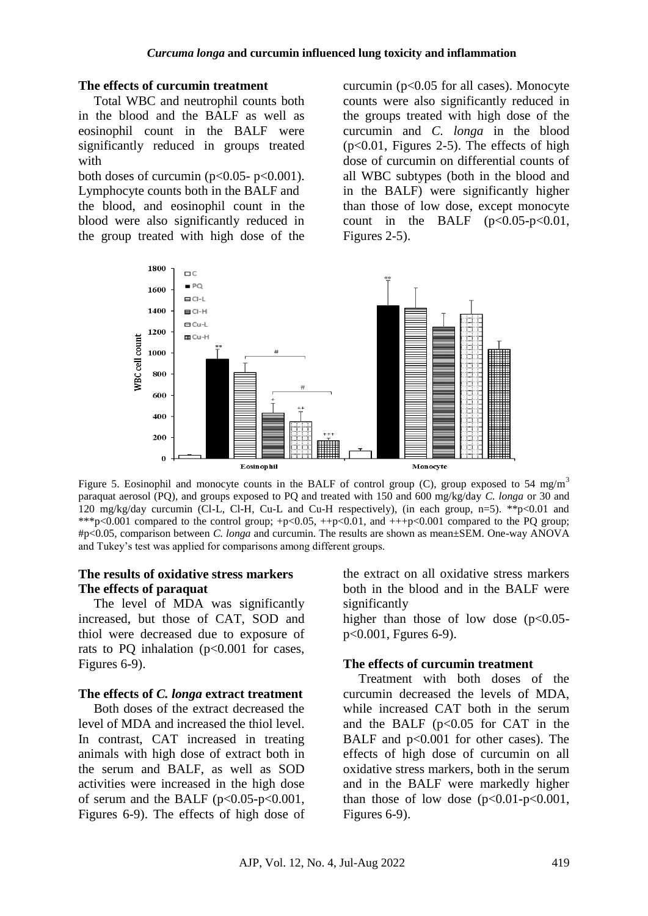### The effects of curcumin treatment

Total WBC and neutrophil counts both in the blood and the BALF as well as eosinophil count in the BALF were significantly reduced in groups treated with both doses of curcumin ($p<0.05$- $p<0.001$). Lymphocyte counts both in the BALF and the blood, and eosinophil count in the blood were also significantly reduced in the group treated with high dose of the curcumin ($p<0.05$ for all cases). Monocyte counts were also significantly reduced in the groups treated with high dose of the curcumin and *C. longa* in the blood ($p<0.01$, Figures 2-5). The effects of high dose of curcumin on differential counts of all WBC subtypes (both in the blood and in the BALF) were significantly higher than those of low dose, except monocyte count in the BALF ($p<0.05$-$p<0.01$, Figures 2-5).

Figure 5. Eosinophil and monocyte counts in the BALF of control group (C), group exposed to 54 mg/m$^3$ paraquat aerosol (PQ), and groups exposed to PQ and treated with 150 and 600 mg/kg/day *C. longa* or 30 and 120 mg/kg/day curcumin (Cl-L, Cl-H, Cu-L and Cu-H respectively), (in each group, n=5). **$p<0.01$ and ***$p<0.001$ compared to the control group; +$p<0.05$, ++$p<0.01$, and +++$p<0.001$ compared to the PQ group; #$p<0.05$, comparison between *C. longa* and curcumin. The results are shown as mean±SEM. One-way ANOVA and Tukey's test was applied for comparisons among different groups.

### The results of oxidative stress markers

#### The effects of paraquat

The level of MDA was significantly increased, but those of CAT, SOD and thiol were decreased due to exposure of rats to PQ inhalation ($p<0.001$ for cases, Figures 6-9).

#### The effects of *C. longa* extract treatment

Both doses of the extract decreased the level of MDA and increased the thiol level. In contrast, CAT increased in treating animals with high dose of extract both in the serum and BALF, as well as SOD activities were increased in the high dose of serum and the BALF ($p<0.05$-$p<0.001$, Figures 6-9). The effects of high dose of the extract on all oxidative stress markers both in the blood and in the BALF were significantly higher than those of low dose ($p<0.05$-$p<0.001$, Fgures 6-9).

#### The effects of curcumin treatment

Treatment with both doses of the curcumin decreased the levels of MDA, while increased CAT both in the serum and the BALF ($p<0.05$ for CAT in the BALF and $p<0.001$ for other cases). The effects of high dose of curcumin on all oxidative stress markers, both in the serum and in the BALF were markedly higher than those of low dose ($p<0.01$-$p<0.001$, Figures 6-9).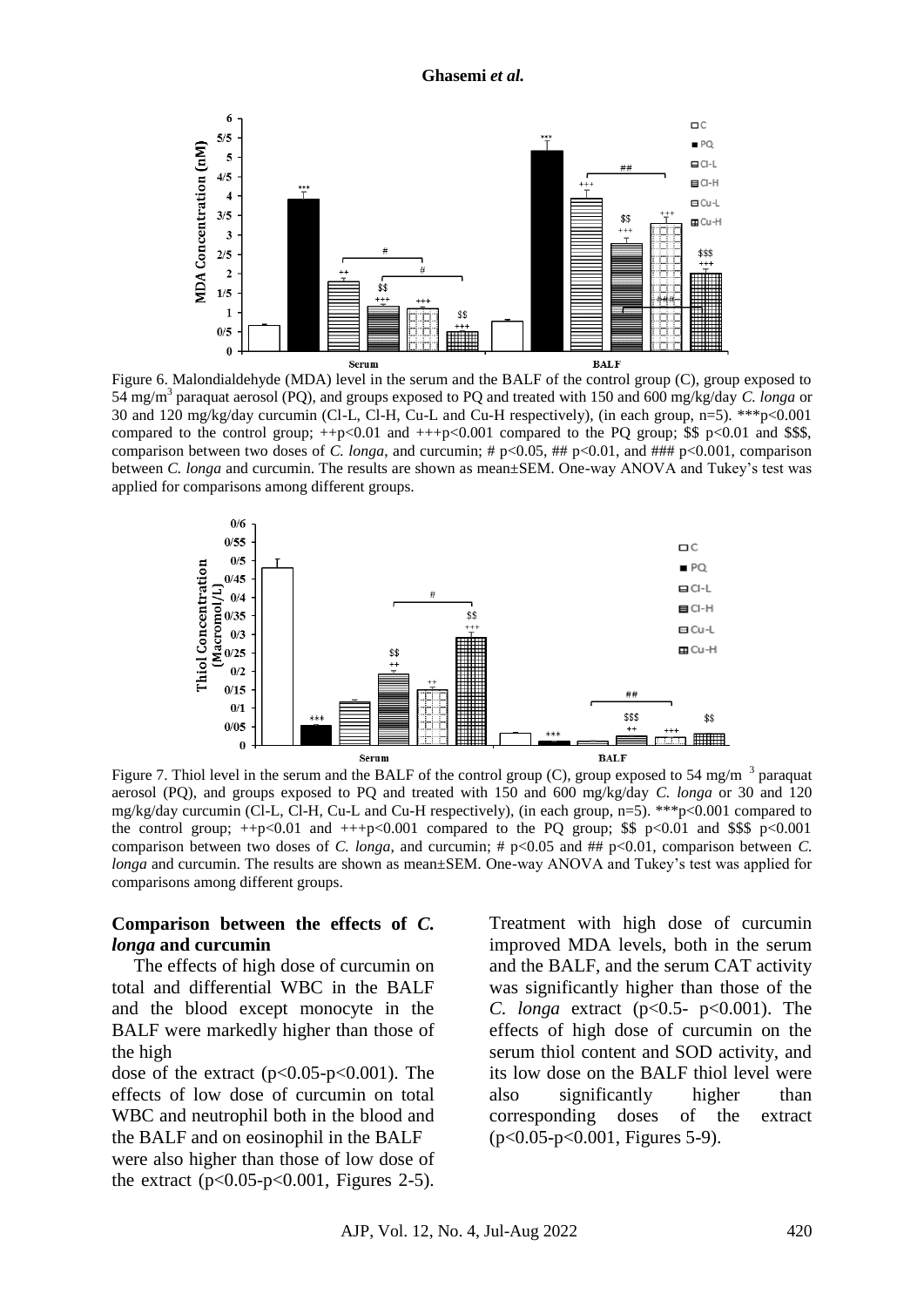Figure 6. Malondialdehyde (MDA) level in the serum and the BALF of the control group (C), group exposed to 54 mg/m$^3$ paraquat aerosol (PQ), and groups exposed to PQ and treated with 150 and 600 mg/kg/day *C. longa* or 30 and 120 mg/kg/day curcumin (Cl-L, Cl-H, Cu-L and Cu-H respectively), (in each group, n=5). ***p<0.001 compared to the control group; ++p<0.01 and +++p<0.001 compared to the PQ group; $$ p<0.01 and $$$, comparison between two doses of *C. longa*, and curcumin; # p<0.05, ## p<0.01, and ### p<0.001, comparison between *C. longa* and curcumin. The results are shown as mean±SEM. One-way ANOVA and Tukey's test was applied for comparisons among different groups.

Figure 7. Thiol level in the serum and the BALF of the control group (C), group exposed to 54 mg/m $^3$ paraquat aerosol (PQ), and groups exposed to PQ and treated with 150 and 600 mg/kg/day *C. longa* or 30 and 120 mg/kg/day curcumin (Cl-L, Cl-H, Cu-L and Cu-H respectively), (in each group, n=5). ***p<0.001 compared to the control group; ++p<0.01 and +++p<0.001 compared to the PQ group; $$ p<0.01 and $$$ p<0.001 comparison between two doses of *C. longa*, and curcumin; # p<0.05 and ## p<0.01, comparison between *C. longa* and curcumin. The results are shown as mean±SEM. One-way ANOVA and Tukey's test was applied for comparisons among different groups.

## Comparison between the effects of *C. longa* and curcumin

The effects of high dose of curcumin on total and differential WBC in the BALF and the blood except monocyte in the BALF were markedly higher than those of the high dose of the extract (p<0.05-p<0.001). The effects of low dose of curcumin on total WBC and neutrophil both in the blood and the BALF and on eosinophil in the BALF were also higher than those of low dose of the extract (p<0.05-p<0.001, Figures 2-5). Treatment with high dose of curcumin improved MDA levels, both in the serum and the BALF, and the serum CAT activity was significantly higher than those of the *C. longa* extract (p<0.5- p<0.001). The effects of high dose of curcumin on the serum thiol content and SOD activity, and its low dose on the BALF thiol level were also significantly higher than corresponding doses of the extract (p<0.05-p<0.001, Figures 5-9).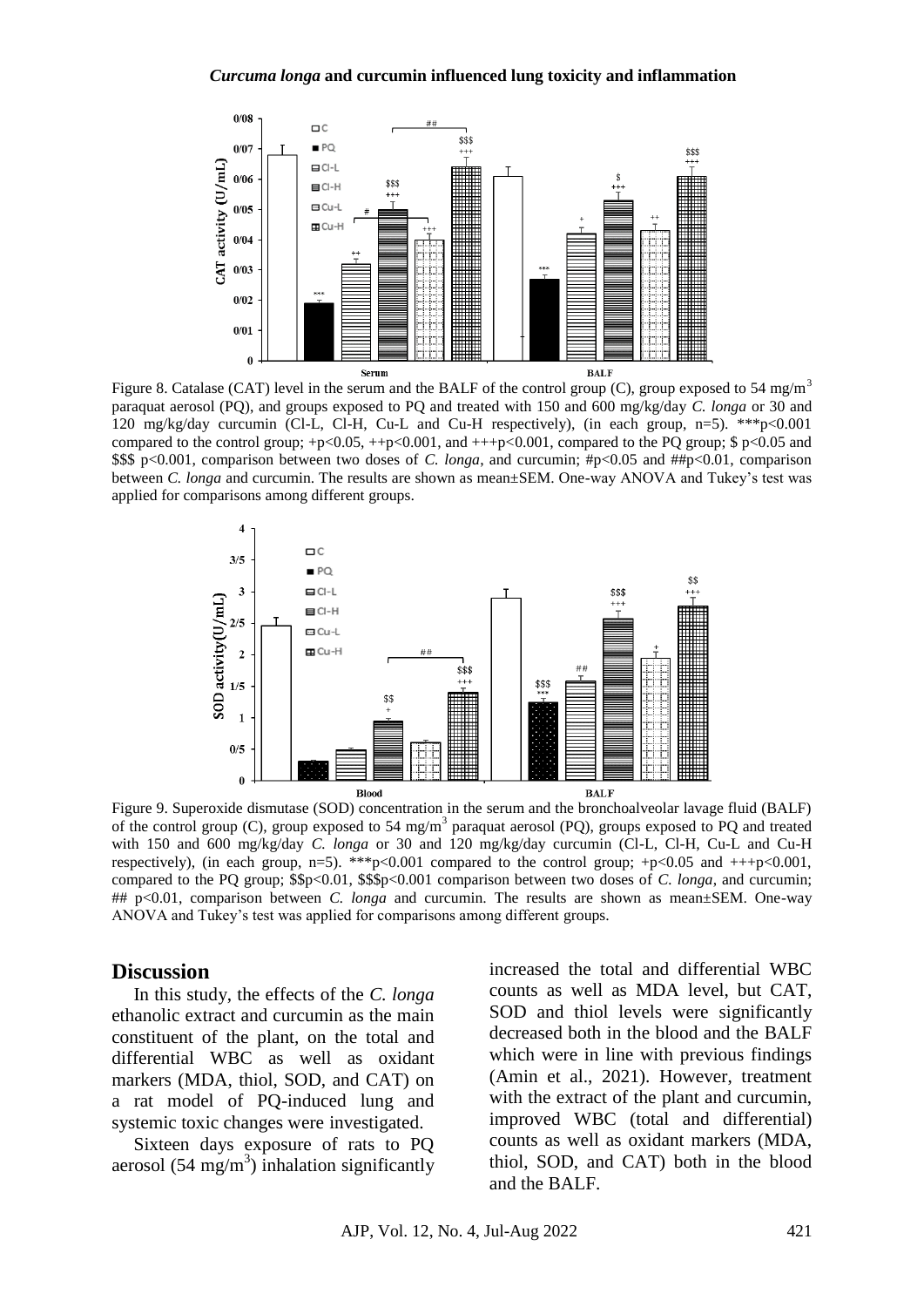Figure 8. Catalase (CAT) level in the serum and the BALF of the control group (C), group exposed to 54 mg/m$^3$ paraquat aerosol (PQ), and groups exposed to PQ and treated with 150 and 600 mg/kg/day *C. longa* or 30 and 120 mg/kg/day curcumin (Cl-L, Cl-H, Cu-L and Cu-H respectively), (in each group, n=5). ***p<0.001 compared to the control group; +p<0.05, ++p<0.001, and +++p<0.001, compared to the PQ group; $ p<0.05 and $$$ p<0.001, comparison between two doses of *C. longa*, and curcumin; #p<0.05 and ##p<0.01, comparison between *C. longa* and curcumin. The results are shown as mean±SEM. One-way ANOVA and Tukey's test was applied for comparisons among different groups.

Figure 9. Superoxide dismutase (SOD) concentration in the serum and the bronchoalveolar lavage fluid (BALF) of the control group (C), group exposed to 54 mg/m$^3$ paraquat aerosol (PQ), groups exposed to PQ and treated with 150 and 600 mg/kg/day *C. longa* or 30 and 120 mg/kg/day curcumin (Cl-L, Cl-H, Cu-L and Cu-H respectively), (in each group, n=5). ***p<0.001 compared to the control group; +p<0.05 and +++p<0.001, compared to the PQ group; $$p<0.01, $$$p<0.001 comparison between two doses of *C. longa*, and curcumin; ## p<0.01, comparison between *C. longa* and curcumin. The results are shown as mean±SEM. One-way ANOVA and Tukey's test was applied for comparisons among different groups.

## Discussion

In this study, the effects of the *C. longa* ethanolic extract and curcumin as the main constituent of the plant, on the total and differential WBC as well as oxidant markers (MDA, thiol, SOD, and CAT) on a rat model of PQ-induced lung and systemic toxic changes were investigated.

Sixteen days exposure of rats to PQ aerosol (54 mg/m$^3$) inhalation significantly increased the total and differential WBC counts as well as MDA level, but CAT, SOD and thiol levels were significantly decreased both in the blood and the BALF which were in line with previous findings (Amin et al., 2021). However, treatment with the extract of the plant and curcumin, improved WBC (total and differential) counts as well as oxidant markers (MDA, thiol, SOD, and CAT) both in the blood and the BALF.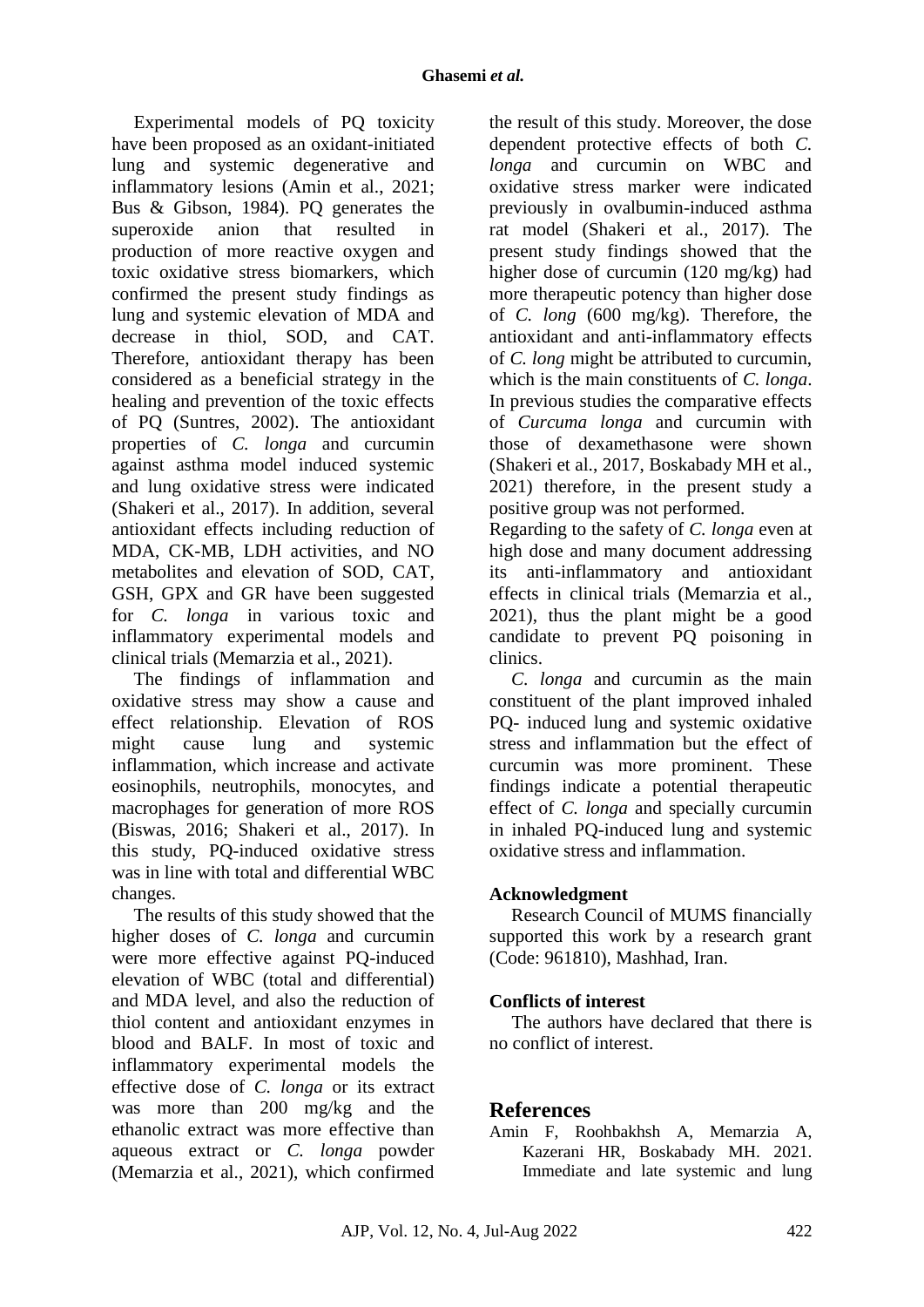Experimental models of PQ toxicity have been proposed as an oxidant-initiated lung and systemic degenerative and inflammatory lesions (Amin et al., 2021; Bus & Gibson, 1984). PQ generates the superoxide anion that resulted in production of more reactive oxygen and toxic oxidative stress biomarkers, which confirmed the present study findings as lung and systemic elevation of MDA and decrease in thiol, SOD, and CAT. Therefore, antioxidant therapy has been considered as a beneficial strategy in the healing and prevention of the toxic effects of PQ (Suntres, 2002). The antioxidant properties of *C. longa* and curcumin against asthma model induced systemic and lung oxidative stress were indicated (Shakeri et al., 2017). In addition, several antioxidant effects including reduction of MDA, CK-MB, LDH activities, and NO metabolites and elevation of SOD, CAT, GSH, GPX and GR have been suggested for *C. longa* in various toxic and inflammatory experimental models and clinical trials (Memarzia et al., 2021).

The findings of inflammation and oxidative stress may show a cause and effect relationship. Elevation of ROS might cause lung and systemic inflammation, which increase and activate eosinophils, neutrophils, monocytes, and macrophages for generation of more ROS (Biswas, 2016; Shakeri et al., 2017). In this study, PQ-induced oxidative stress was in line with total and differential WBC changes.

The results of this study showed that the higher doses of *C. longa* and curcumin were more effective against PQ-induced elevation of WBC (total and differential) and MDA level, and also the reduction of thiol content and antioxidant enzymes in blood and BALF. In most of toxic and inflammatory experimental models the effective dose of *C. longa* or its extract was more than 200 mg/kg and the ethanolic extract was more effective than aqueous extract or *C. longa* powder (Memarzia et al., 2021), which confirmed the result of this study. Moreover, the dose dependent protective effects of both *C. longa* and curcumin on WBC and oxidative stress marker were indicated previously in ovalbumin-induced asthma rat model (Shakeri et al., 2017). The present study findings showed that the higher dose of curcumin (120 mg/kg) had more therapeutic potency than higher dose of *C. long* (600 mg/kg). Therefore, the antioxidant and anti-inflammatory effects of *C. long* might be attributed to curcumin, which is the main constituents of *C. longa*. In previous studies the comparative effects of *Curcuma longa* and curcumin with those of dexamethasone were shown (Shakeri et al., 2017, Boskabady MH et al., 2021) therefore, in the present study a positive group was not performed.

Regarding to the safety of *C. longa* even at high dose and many document addressing its anti-inflammatory and antioxidant effects in clinical trials (Memarzia et al., 2021), thus the plant might be a good candidate to prevent PQ poisoning in clinics.

*C. longa* and curcumin as the main constituent of the plant improved inhaled PQ- induced lung and systemic oxidative stress and inflammation but the effect of curcumin was more prominent. These findings indicate a potential therapeutic effect of *C. longa* and specially curcumin in inhaled PQ-induced lung and systemic oxidative stress and inflammation.

**Acknowledgment**

Research Council of MUMS financially supported this work by a research grant (Code: 961810), Mashhad, Iran.

**Conflicts of interest**

The authors have declared that there is no conflict of interest.

## References

Amin F, Roohbakhsh A, Memarzia A, Kazerani HR, Boskabady MH. 2021. Immediate and late systemic and lung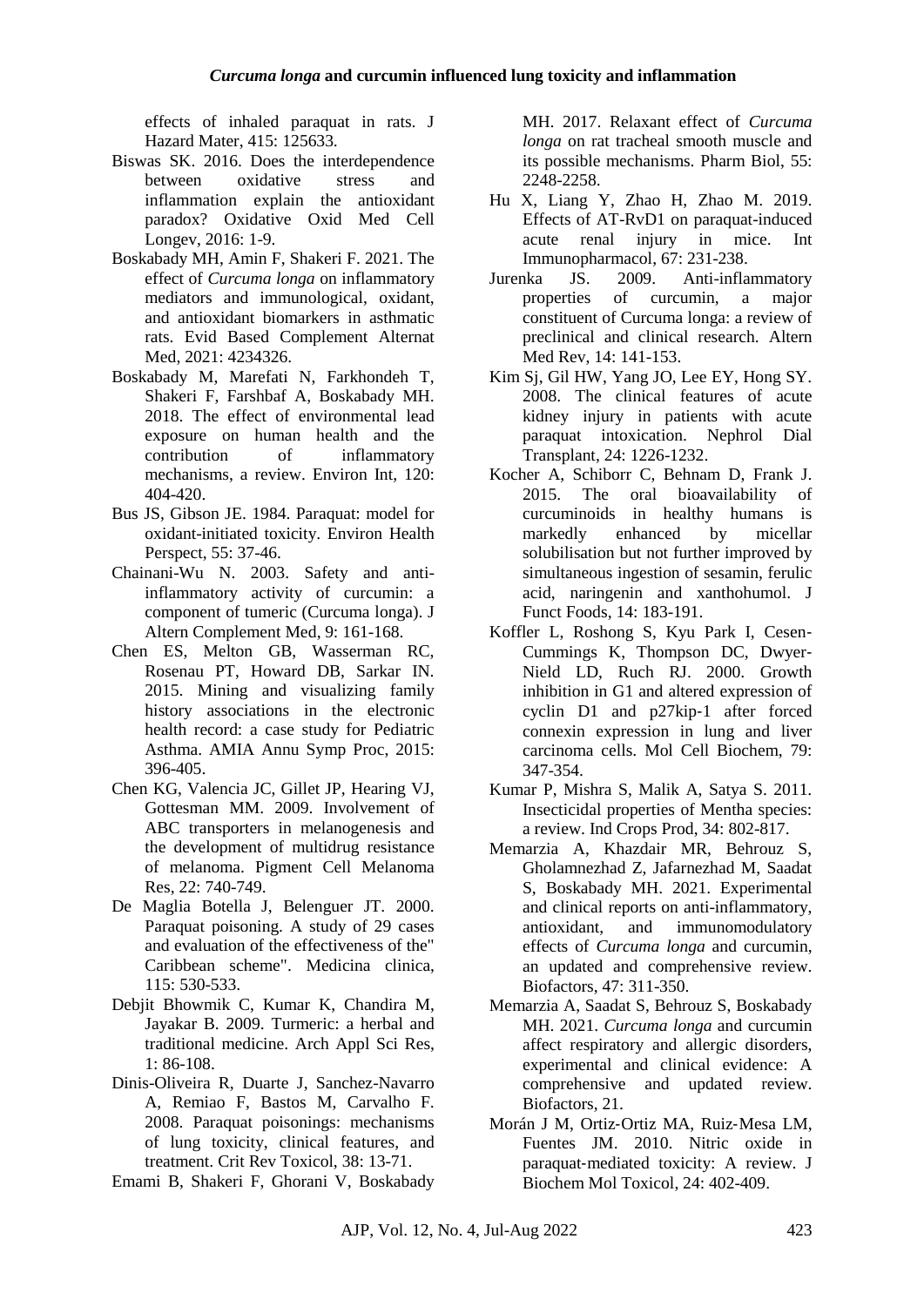effects of inhaled paraquat in rats. J Hazard Mater, 415: 125633.

Biswas SK. 2016. Does the interdependence between oxidative stress and inflammation explain the antioxidant paradox? Oxidative Oxid Med Cell Longev, 2016: 1-9.

Boskabady MH, Amin F, Shakeri F. 2021. The effect of *Curcuma longa* on inflammatory mediators and immunological, oxidant, and antioxidant biomarkers in asthmatic rats. Evid Based Complement Alternat Med, 2021: 4234326.

Boskabady M, Marefati N, Farkhondeh T, Shakeri F, Farshbaf A, Boskabady MH. 2018. The effect of environmental lead exposure on human health and the contribution of inflammatory mechanisms, a review. Environ Int, 120: 404-420.

Bus JS, Gibson JE. 1984. Paraquat: model for oxidant-initiated toxicity. Environ Health Perspect, 55: 37-46.

Chainani-Wu N. 2003. Safety and anti-inflammatory activity of curcumin: a component of tumeric (Curcuma longa). J Altern Complement Med, 9: 161-168.

Chen ES, Melton GB, Wasserman RC, Rosenau PT, Howard DB, Sarkar IN. 2015. Mining and visualizing family history associations in the electronic health record: a case study for Pediatric Asthma. AMIA Annu Symp Proc, 2015: 396-405.

Chen KG, Valencia JC, Gillet JP, Hearing VJ, Gottesman MM. 2009. Involvement of ABC transporters in melanogenesis and the development of multidrug resistance of melanoma. Pigment Cell Melanoma Res, 22: 740-749.

De Maglia Botella J, Belenguer JT. 2000. Paraquat poisoning. A study of 29 cases and evaluation of the effectiveness of the" Caribbean scheme". Medicina clinica, 115: 530-533.

Debjit Bhowmik C, Kumar K, Chandira M, Jayakar B. 2009. Turmeric: a herbal and traditional medicine. Arch Appl Sci Res, 1: 86-108.

Dinis-Oliveira R, Duarte J, Sanchez-Navarro A, Remiao F, Bastos M, Carvalho F. 2008. Paraquat poisonings: mechanisms of lung toxicity, clinical features, and treatment. Crit Rev Toxicol, 38: 13-71.

Emami B, Shakeri F, Ghorani V, Boskabady MH. 2017. Relaxant effect of *Curcuma longa* on rat tracheal smooth muscle and its possible mechanisms. Pharm Biol, 55: 2248-2258.

Hu X, Liang Y, Zhao H, Zhao M. 2019. Effects of AT-RvD1 on paraquat-induced acute renal injury in mice. Int Immunopharmacol, 67: 231-238.

Jurenka JS. 2009. Anti-inflammatory properties of curcumin, a major constituent of Curcuma longa: a review of preclinical and clinical research. Altern Med Rev, 14: 141-153.

Kim Sj, Gil HW, Yang JO, Lee EY, Hong SY. 2008. The clinical features of acute kidney injury in patients with acute paraquat intoxication. Nephrol Dial Transplant, 24: 1226-1232.

Kocher A, Schiborr C, Behnam D, Frank J. 2015. The oral bioavailability of curcuminoids in healthy humans is markedly enhanced by micellar solubilisation but not further improved by simultaneous ingestion of sesamin, ferulic acid, naringenin and xanthohumol. J Funct Foods, 14: 183-191.

Koffler L, Roshong S, Kyu Park I, Cesen-Cummings K, Thompson DC, Dwyer-Nield LD, Ruch RJ. 2000. Growth inhibition in G1 and altered expression of cyclin D1 and p27kip-1 after forced connexin expression in lung and liver carcinoma cells. Mol Cell Biochem, 79: 347-354.

Kumar P, Mishra S, Malik A, Satya S. 2011. Insecticidal properties of Mentha species: a review. Ind Crops Prod, 34: 802-817.

Memarzia A, Khazdair MR, Behrouz S, Gholamnezhad Z, Jafarnezhad M, Saadat S, Boskabady MH. 2021. Experimental and clinical reports on anti-inflammatory, antioxidant, and immunomodulatory effects of *Curcuma longa* and curcumin, an updated and comprehensive review. Biofactors, 47: 311-350.

Memarzia A, Saadat S, Behrouz S, Boskabady MH. 2021. *Curcuma longa* and curcumin affect respiratory and allergic disorders, experimental and clinical evidence: A comprehensive and updated review. Biofactors, 21.

Morán J M, Ortiz‐Ortiz MA, Ruiz‐Mesa LM, Fuentes JM. 2010. Nitric oxide in paraquat‐mediated toxicity: A review. J Biochem Mol Toxicol, 24: 402-409.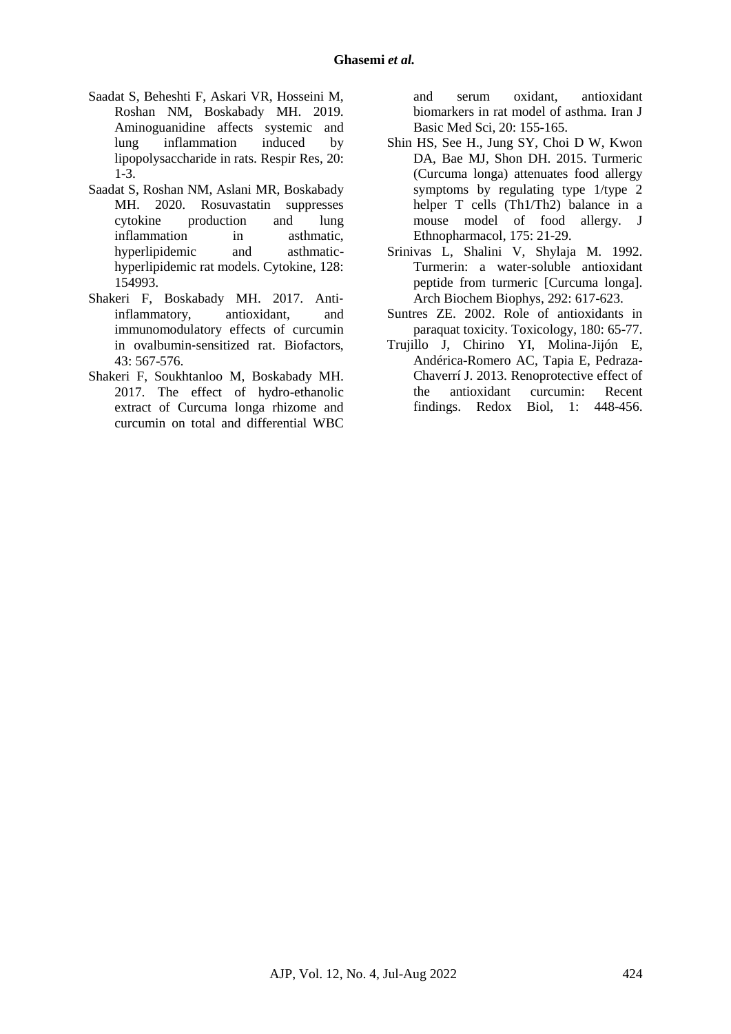Saadat S, Beheshti F, Askari VR, Hosseini M, Roshan NM, Boskabady MH. 2019. Aminoguanidine affects systemic and lung inflammation induced by lipopolysaccharide in rats. Respir Res, 20: 1-3.

Saadat S, Roshan NM, Aslani MR, Boskabady MH. 2020. Rosuvastatin suppresses cytokine production and lung inflammation in asthmatic, hyperlipidemic and asthmatic-hyperlipidemic rat models. Cytokine, 128: 154993.

Shakeri F, Boskabady MH. 2017. Anti-inflammatory, antioxidant, and immunomodulatory effects of curcumin in ovalbumin-sensitized rat. Biofactors, 43: 567-576.

Shakeri F, Soukhtanloo M, Boskabady MH. 2017. The effect of hydro-ethanolic extract of Curcuma longa rhizome and curcumin on total and differential WBC and serum oxidant, antioxidant biomarkers in rat model of asthma. Iran J Basic Med Sci, 20: 155-165.

Shin HS, See H., Jung SY, Choi D W, Kwon DA, Bae MJ, Shon DH. 2015. Turmeric (Curcuma longa) attenuates food allergy symptoms by regulating type 1/type 2 helper T cells (Th1/Th2) balance in a mouse model of food allergy. J Ethnopharmacol, 175: 21-29.

Srinivas L, Shalini V, Shylaja M. 1992. Turmerin: a water-soluble antioxidant peptide from turmeric [Curcuma longa]. Arch Biochem Biophys, 292: 617-623.

Suntres ZE. 2002. Role of antioxidants in paraquat toxicity. Toxicology, 180: 65-77.

Trujillo J, Chirino YI, Molina-Jijón E, Andérica-Romero AC, Tapia E, Pedraza-Chaverrí J. 2013. Renoprotective effect of the antioxidant curcumin: Recent findings. Redox Biol, 1: 448-456.